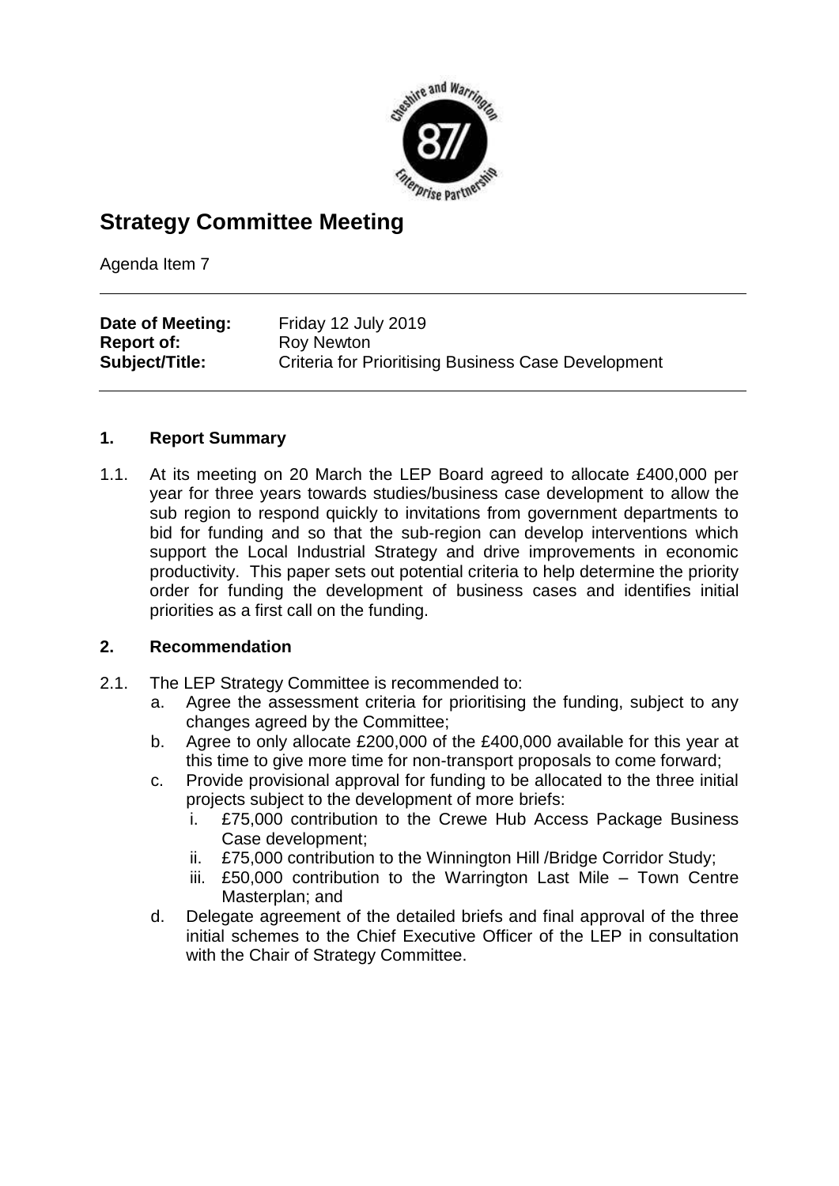# Strategy Committee Meeting

Agenda Item 7

|  |  |
|---|---|
| **Date of Meeting:** | Friday 12 July 2019 |
| **Report of:** | Roy Newton |
| **Subject/Title:** | Criteria for Prioritising Business Case Development |

## 1. Report Summary

1.1. At its meeting on 20 March the LEP Board agreed to allocate £400,000 per year for three years towards studies/business case development to allow the sub region to respond quickly to invitations from government departments to bid for funding and so that the sub-region can develop interventions which support the Local Industrial Strategy and drive improvements in economic productivity. This paper sets out potential criteria to help determine the priority order for funding the development of business cases and identifies initial priorities as a first call on the funding.

## 2. Recommendation

2.1. The LEP Strategy Committee is recommended to:

a. Agree the assessment criteria for prioritising the funding, subject to any changes agreed by the Committee;

b. Agree to only allocate £200,000 of the £400,000 available for this year at this time to give more time for non-transport proposals to come forward;

c. Provide provisional approval for funding to be allocated to the three initial projects subject to the development of more briefs:

   i. £75,000 contribution to the Crewe Hub Access Package Business Case development;

   ii. £75,000 contribution to the Winnington Hill /Bridge Corridor Study;

   iii. £50,000 contribution to the Warrington Last Mile – Town Centre Masterplan; and

d. Delegate agreement of the detailed briefs and final approval of the three initial schemes to the Chief Executive Officer of the LEP in consultation with the Chair of Strategy Committee.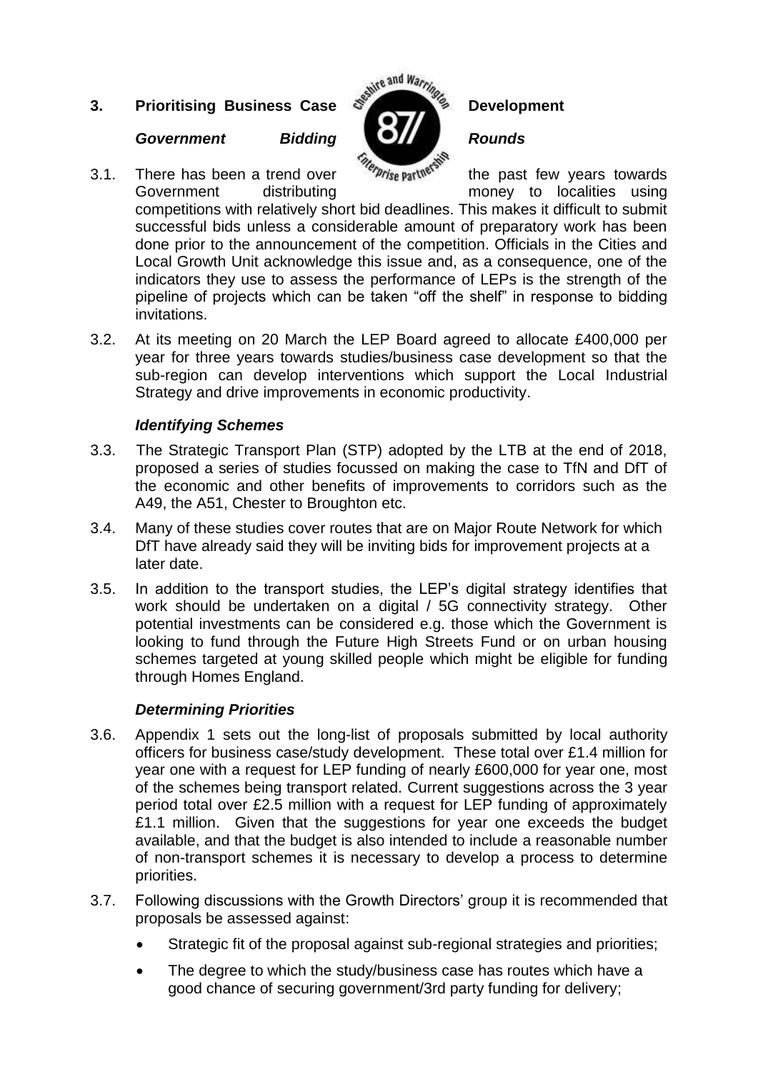## 3. Prioritising Business Case Development

### *Government Bidding Rounds*

3.1. There has been a trend over the past few years towards Government distributing money to localities using competitions with relatively short bid deadlines. This makes it difficult to submit successful bids unless a considerable amount of preparatory work has been done prior to the announcement of the competition. Officials in the Cities and Local Growth Unit acknowledge this issue and, as a consequence, one of the indicators they use to assess the performance of LEPs is the strength of the pipeline of projects which can be taken "off the shelf" in response to bidding invitations.

3.2. At its meeting on 20 March the LEP Board agreed to allocate £400,000 per year for three years towards studies/business case development so that the sub-region can develop interventions which support the Local Industrial Strategy and drive improvements in economic productivity.

### *Identifying Schemes*

3.3. The Strategic Transport Plan (STP) adopted by the LTB at the end of 2018, proposed a series of studies focussed on making the case to TfN and DfT of the economic and other benefits of improvements to corridors such as the A49, the A51, Chester to Broughton etc.

3.4. Many of these studies cover routes that are on Major Route Network for which DfT have already said they will be inviting bids for improvement projects at a later date.

3.5. In addition to the transport studies, the LEP's digital strategy identifies that work should be undertaken on a digital / 5G connectivity strategy. Other potential investments can be considered e.g. those which the Government is looking to fund through the Future High Streets Fund or on urban housing schemes targeted at young skilled people which might be eligible for funding through Homes England.

### *Determining Priorities*

3.6. Appendix 1 sets out the long-list of proposals submitted by local authority officers for business case/study development. These total over £1.4 million for year one with a request for LEP funding of nearly £600,000 for year one, most of the schemes being transport related. Current suggestions across the 3 year period total over £2.5 million with a request for LEP funding of approximately £1.1 million. Given that the suggestions for year one exceeds the budget available, and that the budget is also intended to include a reasonable number of non-transport schemes it is necessary to develop a process to determine priorities.

3.7. Following discussions with the Growth Directors' group it is recommended that proposals be assessed against:

- Strategic fit of the proposal against sub-regional strategies and priorities;
- The degree to which the study/business case has routes which have a good chance of securing government/3rd party funding for delivery;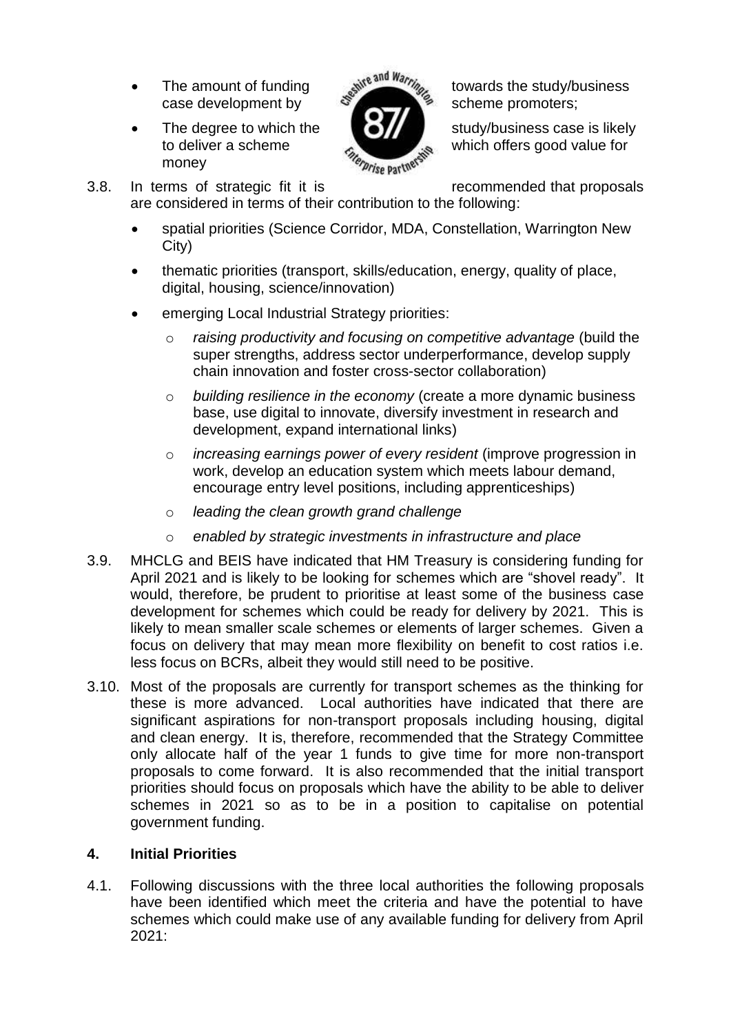- The amount of funding towards the study/business case development by scheme promoters;
- The degree to which the study/business case is likely to deliver a scheme which offers good value for money

3.8. In terms of strategic fit it is recommended that proposals are considered in terms of their contribution to the following:

- spatial priorities (Science Corridor, MDA, Constellation, Warrington New City)
- thematic priorities (transport, skills/education, energy, quality of place, digital, housing, science/innovation)
- emerging Local Industrial Strategy priorities:
  - *raising productivity and focusing on competitive advantage* (build the super strengths, address sector underperformance, develop supply chain innovation and foster cross-sector collaboration)
  - *building resilience in the economy* (create a more dynamic business base, use digital to innovate, diversify investment in research and development, expand international links)
  - *increasing earnings power of every resident* (improve progression in work, develop an education system which meets labour demand, encourage entry level positions, including apprenticeships)
  - *leading the clean growth grand challenge*
  - *enabled by strategic investments in infrastructure and place*

3.9. MHCLG and BEIS have indicated that HM Treasury is considering funding for April 2021 and is likely to be looking for schemes which are "shovel ready". It would, therefore, be prudent to prioritise at least some of the business case development for schemes which could be ready for delivery by 2021. This is likely to mean smaller scale schemes or elements of larger schemes. Given a focus on delivery that may mean more flexibility on benefit to cost ratios i.e. less focus on BCRs, albeit they would still need to be positive.

3.10. Most of the proposals are currently for transport schemes as the thinking for these is more advanced. Local authorities have indicated that there are significant aspirations for non-transport proposals including housing, digital and clean energy. It is, therefore, recommended that the Strategy Committee only allocate half of the year 1 funds to give time for more non-transport proposals to come forward. It is also recommended that the initial transport priorities should focus on proposals which have the ability to be able to deliver schemes in 2021 so as to be in a position to capitalise on potential government funding.

## 4. Initial Priorities

4.1. Following discussions with the three local authorities the following proposals have been identified which meet the criteria and have the potential to have schemes which could make use of any available funding for delivery from April 2021: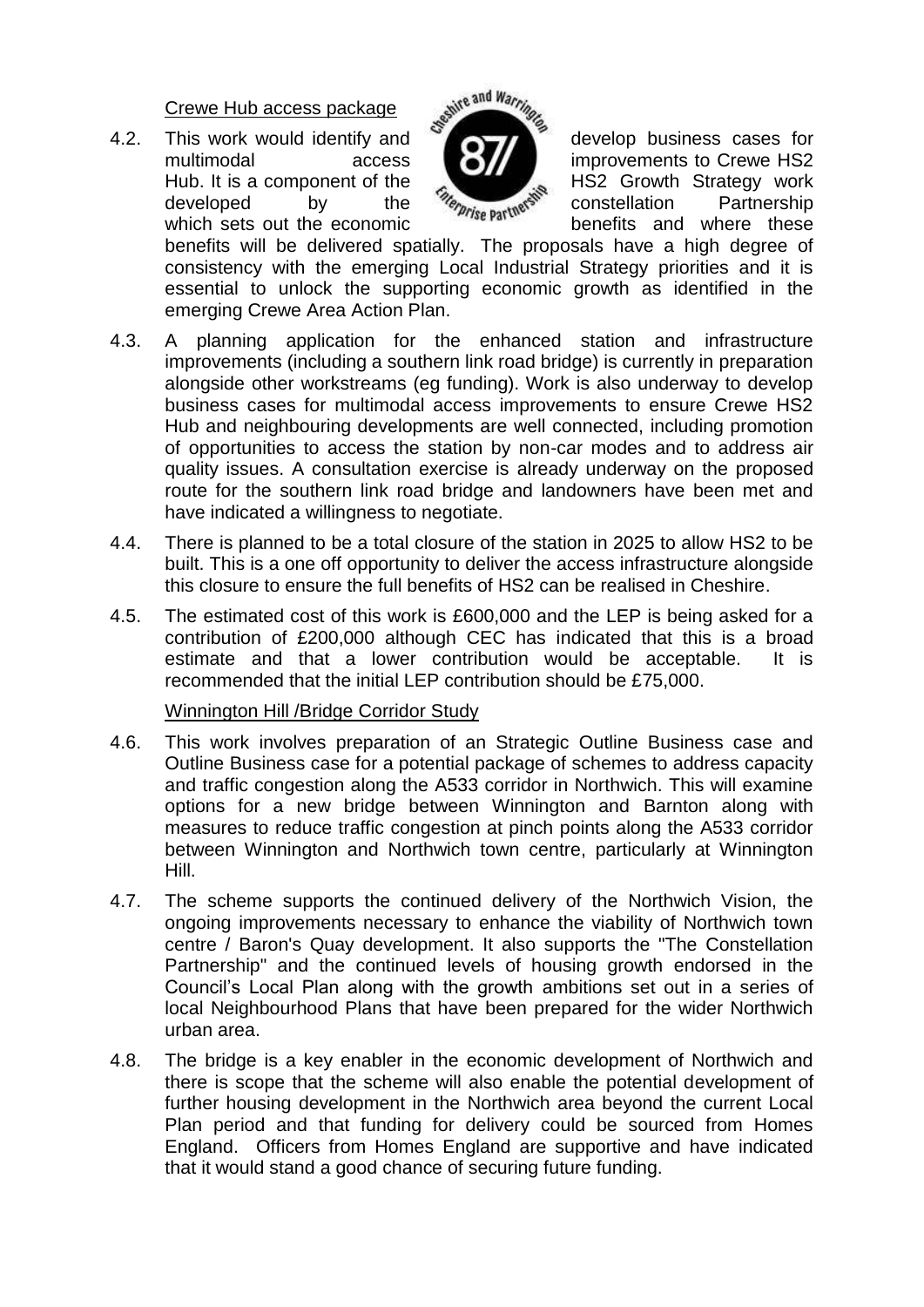Crewe Hub access package

4.2. This work would identify and develop business cases for multimodal access improvements to Crewe HS2 Hub. It is a component of the HS2 Growth Strategy work developed by the constellation Partnership which sets out the economic benefits and where these benefits will be delivered spatially. The proposals have a high degree of consistency with the emerging Local Industrial Strategy priorities and it is essential to unlock the supporting economic growth as identified in the emerging Crewe Area Action Plan.

4.3. A planning application for the enhanced station and infrastructure improvements (including a southern link road bridge) is currently in preparation alongside other workstreams (eg funding). Work is also underway to develop business cases for multimodal access improvements to ensure Crewe HS2 Hub and neighbouring developments are well connected, including promotion of opportunities to access the station by non-car modes and to address air quality issues. A consultation exercise is already underway on the proposed route for the southern link road bridge and landowners have been met and have indicated a willingness to negotiate.

4.4. There is planned to be a total closure of the station in 2025 to allow HS2 to be built. This is a one off opportunity to deliver the access infrastructure alongside this closure to ensure the full benefits of HS2 can be realised in Cheshire.

4.5. The estimated cost of this work is £600,000 and the LEP is being asked for a contribution of £200,000 although CEC has indicated that this is a broad estimate and that a lower contribution would be acceptable. It is recommended that the initial LEP contribution should be £75,000.

Winnington Hill /Bridge Corridor Study

4.6. This work involves preparation of an Strategic Outline Business case and Outline Business case for a potential package of schemes to address capacity and traffic congestion along the A533 corridor in Northwich. This will examine options for a new bridge between Winnington and Barnton along with measures to reduce traffic congestion at pinch points along the A533 corridor between Winnington and Northwich town centre, particularly at Winnington Hill.

4.7. The scheme supports the continued delivery of the Northwich Vision, the ongoing improvements necessary to enhance the viability of Northwich town centre / Baron's Quay development. It also supports the "The Constellation Partnership" and the continued levels of housing growth endorsed in the Council's Local Plan along with the growth ambitions set out in a series of local Neighbourhood Plans that have been prepared for the wider Northwich urban area.

4.8. The bridge is a key enabler in the economic development of Northwich and there is scope that the scheme will also enable the potential development of further housing development in the Northwich area beyond the current Local Plan period and that funding for delivery could be sourced from Homes England. Officers from Homes England are supportive and have indicated that it would stand a good chance of securing future funding.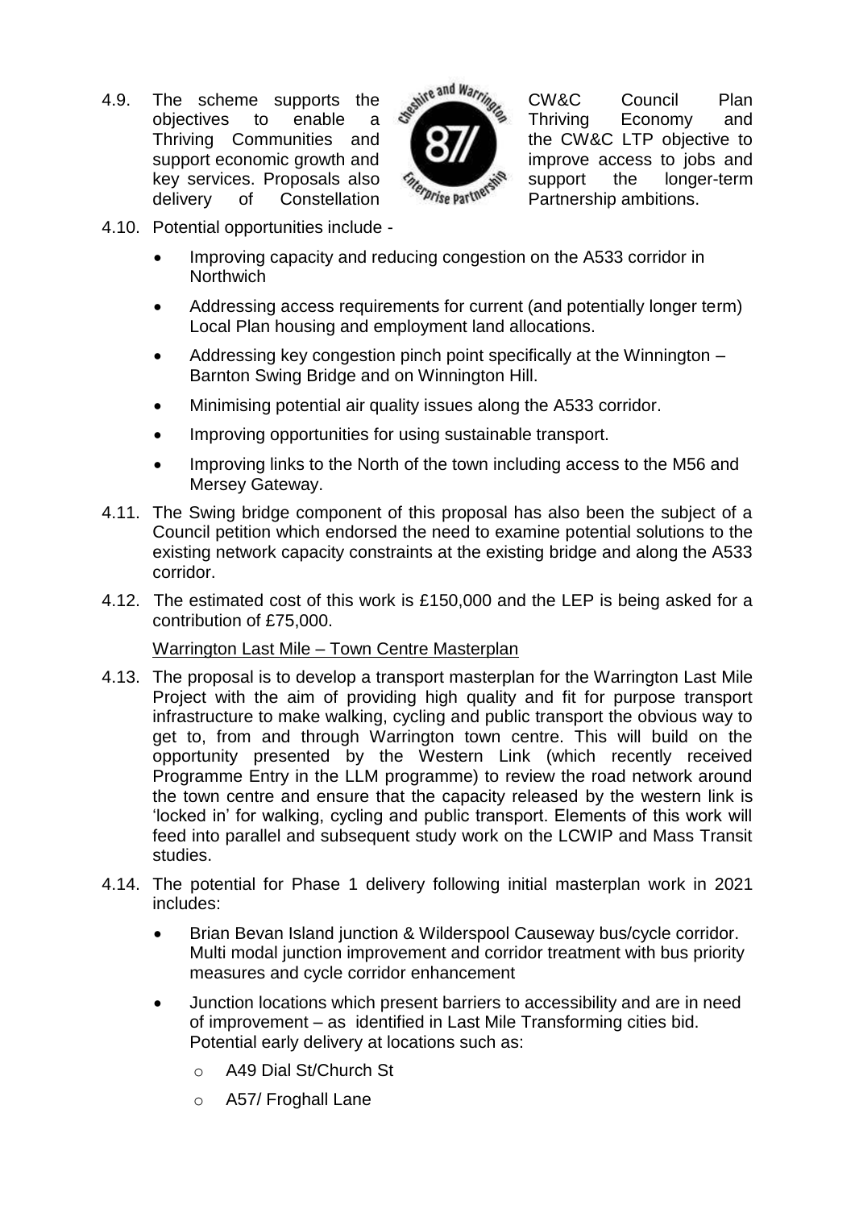4.9. The scheme supports the CW&C Council Plan objectives to enable a Thriving Economy and Thriving Communities and the CW&C LTP objective to support economic growth and improve access to jobs and key services. Proposals also support the longer-term delivery of Constellation Partnership ambitions.

4.10. Potential opportunities include -

- Improving capacity and reducing congestion on the A533 corridor in Northwich
- Addressing access requirements for current (and potentially longer term) Local Plan housing and employment land allocations.
- Addressing key congestion pinch point specifically at the Winnington – Barnton Swing Bridge and on Winnington Hill.
- Minimising potential air quality issues along the A533 corridor.
- Improving opportunities for using sustainable transport.
- Improving links to the North of the town including access to the M56 and Mersey Gateway.

4.11. The Swing bridge component of this proposal has also been the subject of a Council petition which endorsed the need to examine potential solutions to the existing network capacity constraints at the existing bridge and along the A533 corridor.

4.12. The estimated cost of this work is £150,000 and the LEP is being asked for a contribution of £75,000.

Warrington Last Mile – Town Centre Masterplan

4.13. The proposal is to develop a transport masterplan for the Warrington Last Mile Project with the aim of providing high quality and fit for purpose transport infrastructure to make walking, cycling and public transport the obvious way to get to, from and through Warrington town centre. This will build on the opportunity presented by the Western Link (which recently received Programme Entry in the LLM programme) to review the road network around the town centre and ensure that the capacity released by the western link is 'locked in' for walking, cycling and public transport. Elements of this work will feed into parallel and subsequent study work on the LCWIP and Mass Transit studies.

4.14. The potential for Phase 1 delivery following initial masterplan work in 2021 includes:

- Brian Bevan Island junction & Wilderspool Causeway bus/cycle corridor. Multi modal junction improvement and corridor treatment with bus priority measures and cycle corridor enhancement
- Junction locations which present barriers to accessibility and are in need of improvement – as identified in Last Mile Transforming cities bid. Potential early delivery at locations such as:
  - A49 Dial St/Church St
  - A57/ Froghall Lane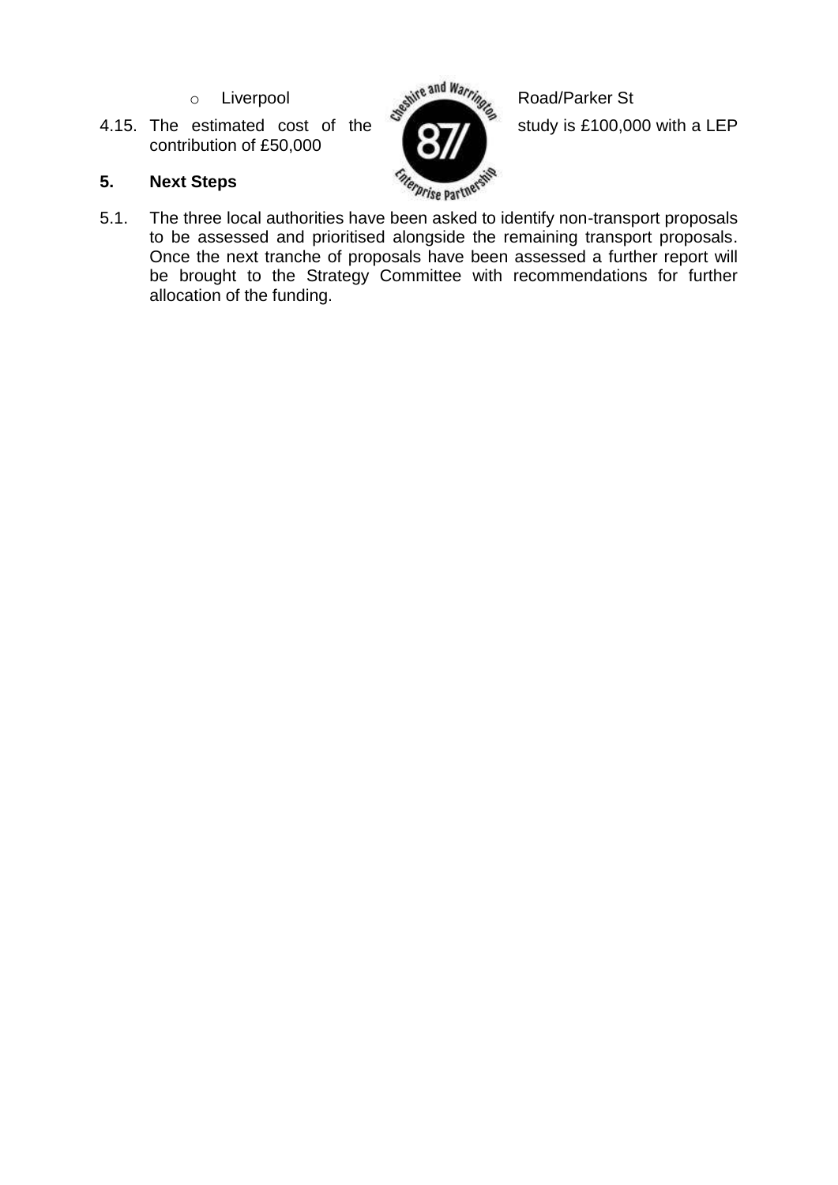- Liverpool Road/Parker St

4.15. The estimated cost of the study is £100,000 with a LEP contribution of £50,000

## 5. Next Steps

5.1. The three local authorities have been asked to identify non-transport proposals to be assessed and prioritised alongside the remaining transport proposals. Once the next tranche of proposals have been assessed a further report will be brought to the Strategy Committee with recommendations for further allocation of the funding.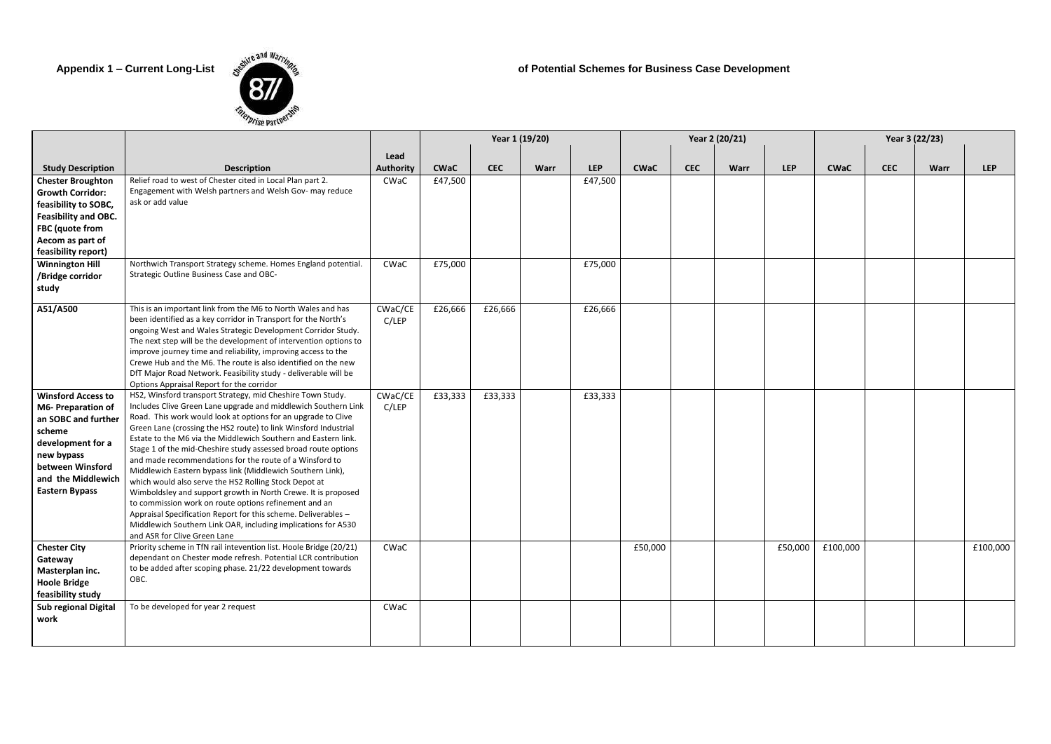**Appendix 1 – Current Long-List of Potential Schemes for Business Case Development**

| Study Description | Description | Lead Authority | Year 1 (19/20) | | | | Year 2 (20/21) | | | | Year 3 (22/23) | | | |
|---|---|---|---|---|---|---|---|---|---|---|---|---|---|---|
| | | | CWaC | CEC | Warr | LEP | CWaC | CEC | Warr | LEP | CWaC | CEC | Warr | LEP |
| **Chester Broughton Growth Corridor: feasibility to SOBC, Feasibility and OBC. FBC (quote from Aecom as part of feasibility report)** | Relief road to west of Chester cited in Local Plan part 2. Engagement with Welsh partners and Welsh Gov- may reduce ask or add value | CWaC | £47,500 | | | £47,500 | | | | | | | | |
| **Winnington Hill /Bridge corridor study** | Northwich Transport Strategy scheme. Homes England potential. Strategic Outline Business Case and OBC- | CWaC | £75,000 | | | £75,000 | | | | | | | | |
| **A51/A500** | This is an important link from the M6 to North Wales and has been identified as a key corridor in Transport for the North's ongoing West and Wales Strategic Development Corridor Study. The next step will be the development of intervention options to improve journey time and reliability, improving access to the Crewe Hub and the M6. The route is also identified on the new DfT Major Road Network. Feasibility study - deliverable will be Options Appraisal Report for the corridor | CWaC/CEC/LEP | £26,666 | £26,666 | | £26,666 | | | | | | | | |
| **Winsford Access to M6- Preparation of an SOBC and further scheme development for a new bypass between Winsford and the Middlewich Eastern Bypass** | HS2, Winsford transport Strategy, mid Cheshire Town Study. Includes Clive Green Lane upgrade and middlewich Southern Link Road. This work would look at options for an upgrade to Clive Green Lane (crossing the HS2 route) to link Winsford Industrial Estate to the M6 via the Middlewich Southern and Eastern link. Stage 1 of the mid-Cheshire study assessed broad route options and made recommendations for the route of a Winsford to Middlewich Eastern bypass link (Middlewich Southern Link), which would also serve the HS2 Rolling Stock Depot at Wimboldsley and support growth in North Crewe. It is proposed to commission work on route options refinement and an Appraisal Specification Report for this scheme. Deliverables – Middlewich Southern Link OAR, including implications for A530 and ASR for Clive Green Lane | CWaC/CEC/LEP | £33,333 | £33,333 | | £33,333 | | | | | | | | |
| **Chester City Gateway Masterplan inc. Hoole Bridge feasibility study** | Priority scheme in TfN rail intevention list. Hoole Bridge (20/21) dependant on Chester mode refresh. Potential LCR contribution to be added after scoping phase. 21/22 development towards OBC. | CWaC | | | | | £50,000 | | | £50,000 | £100,000 | | | £100,000 |
| **Sub regional Digital work** | To be developed for year 2 request | CWaC | | | | | | | | | | | | |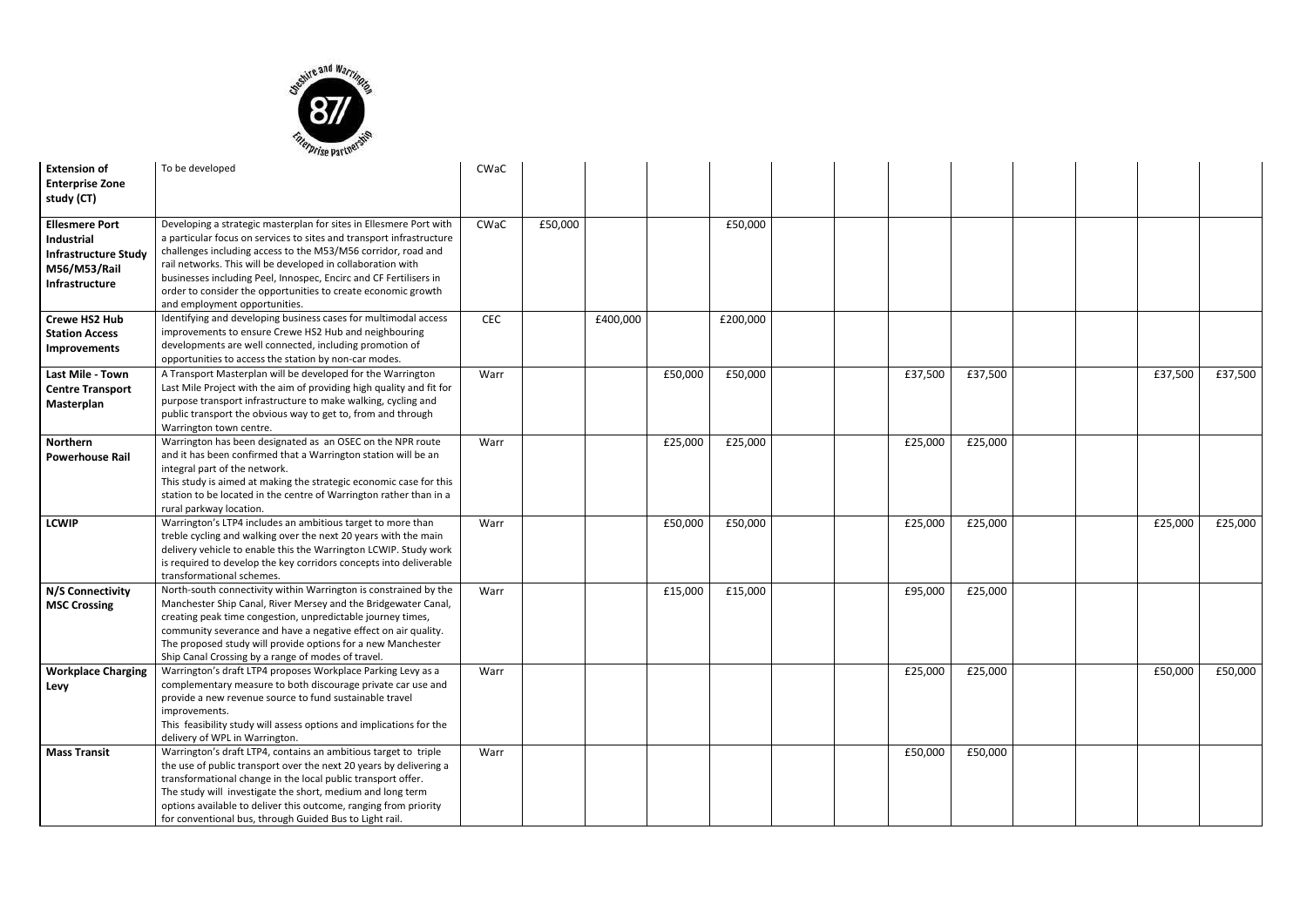| | | | | | | | | | | | | | | |
|---|---|---|---|---|---|---|---|---|---|---|---|---|---|---|
| **Extension of Enterprise Zone study (CT)** | To be developed | CWaC | | | | | | | | | | | | |
| **Ellesmere Port Industrial Infrastructure Study M56/M53/Rail Infrastructure** | Developing a strategic masterplan for sites in Ellesmere Port with a particular focus on services to sites and transport infrastructure challenges including access to the M53/M56 corridor, road and rail networks. This will be developed in collaboration with businesses including Peel, Innospec, Encirc and CF Fertilisers in order to consider the opportunities to create economic growth and employment opportunities. | CWaC | £50,000 | | | £50,000 | | | | | | | | |
| **Crewe HS2 Hub Station Access Improvements** | Identifying and developing business cases for multimodal access improvements to ensure Crewe HS2 Hub and neighbouring developments are well connected, including promotion of opportunities to access the station by non-car modes. | CEC | | £400,000 | | £200,000 | | | | | | | | |
| **Last Mile - Town Centre Transport Masterplan** | A Transport Masterplan will be developed for the Warrington Last Mile Project with the aim of providing high quality and fit for purpose transport infrastructure to make walking, cycling and public transport the obvious way to get to, from and through Warrington town centre. | Warr | | | £50,000 | £50,000 | | | £37,500 | £37,500 | | | £37,500 | £37,500 |
| **Northern Powerhouse Rail** | Warrington has been designated as an OSEC on the NPR route and it has been confirmed that a Warrington station will be an integral part of the network.<br>This study is aimed at making the strategic economic case for this station to be located in the centre of Warrington rather than in a rural parkway location. | Warr | | | £25,000 | £25,000 | | | £25,000 | £25,000 | | | | |
| **LCWIP** | Warrington's LTP4 includes an ambitious target to more than treble cycling and walking over the next 20 years with the main delivery vehicle to enable this the Warrington LCWIP. Study work is required to develop the key corridors concepts into deliverable transformational schemes. | Warr | | | £50,000 | £50,000 | | | £25,000 | £25,000 | | | £25,000 | £25,000 |
| **N/S Connectivity MSC Crossing** | North-south connectivity within Warrington is constrained by the Manchester Ship Canal, River Mersey and the Bridgewater Canal, creating peak time congestion, unpredictable journey times, community severance and have a negative effect on air quality. The proposed study will provide options for a new Manchester Ship Canal Crossing by a range of modes of travel. | Warr | | | £15,000 | £15,000 | | | £95,000 | £25,000 | | | | |
| **Workplace Charging Levy** | Warrington's draft LTP4 proposes Workplace Parking Levy as a complementary measure to both discourage private car use and provide a new revenue source to fund sustainable travel improvements.<br>This feasibility study will assess options and implications for the delivery of WPL in Warrington. | Warr | | | | | | | £25,000 | £25,000 | | | £50,000 | £50,000 |
| **Mass Transit** | Warrington's draft LTP4, contains an ambitious target to triple the use of public transport over the next 20 years by delivering a transformational change in the local public transport offer.<br>The study will investigate the short, medium and long term options available to deliver this outcome, ranging from priority for conventional bus, through Guided Bus to Light rail. | Warr | | | | | | | £50,000 | £50,000 | | | | |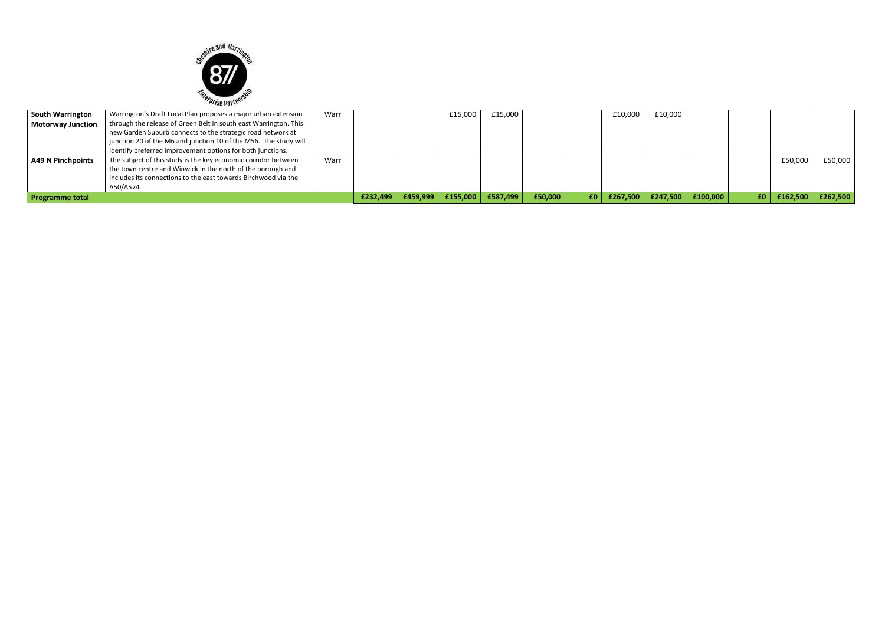| | | | | | | | | | | | | | | |
|---|---|---|---|---|---|---|---|---|---|---|---|---|---|---|
| **South Warrington Motorway Junction** | Warrington's Draft Local Plan proposes a major urban extension through the release of Green Belt in south east Warrington. This new Garden Suburb connects to the strategic road network at junction 20 of the M6 and junction 10 of the M56. The study will identify preferred improvement options for both junctions. | Warr | | | £15,000 | £15,000 | | | £10,000 | £10,000 | | | | |
| **A49 N Pinchpoints** | The subject of this study is the key economic corridor between the town centre and Winwick in the north of the borough and includes its connections to the east towards Birchwood via the A50/A574. | Warr | | | | | | | | | | | £50,000 | £50,000 |
| **Programme total** | | | **£232,499** | **£459,999** | **£155,000** | **£587,499** | **£50,000** | **£0** | **£267,500** | **£247,500** | **£100,000** | **£0** | **£162,500** | **£262,500** |